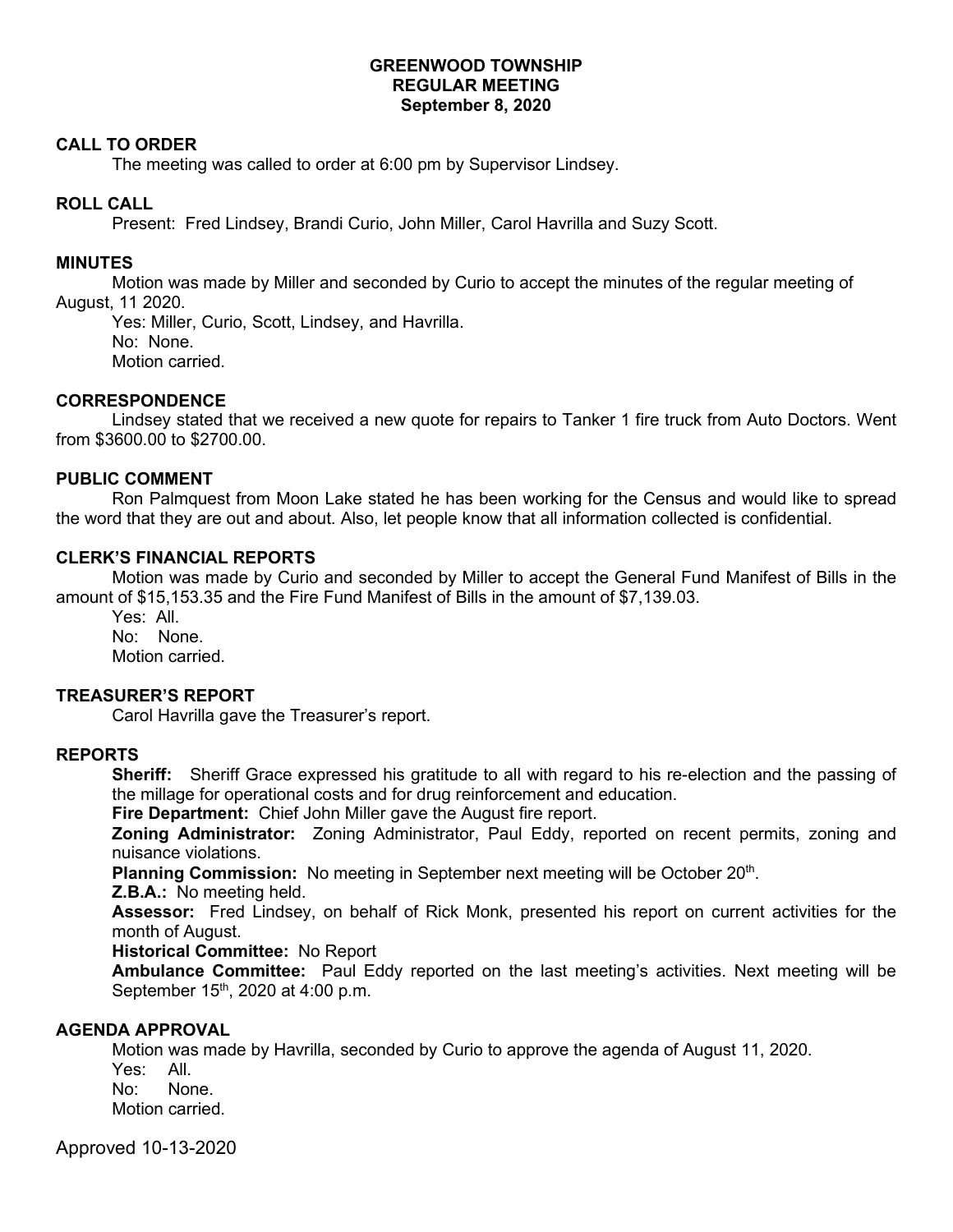# GREENWOOD TOWNSHIP
## REGULAR MEETING
### September 8, 2020

## CALL TO ORDER

The meeting was called to order at 6:00 pm by Supervisor Lindsey.

## ROLL CALL

Present: Fred Lindsey, Brandi Curio, John Miller, Carol Havrilla and Suzy Scott.

## MINUTES

Motion was made by Miller and seconded by Curio to accept the minutes of the regular meeting of August, 11 2020.

Yes: Miller, Curio, Scott, Lindsey, and Havrilla.
No: None.
Motion carried.

## CORRESPONDENCE

Lindsey stated that we received a new quote for repairs to Tanker 1 fire truck from Auto Doctors. Went from $3600.00 to $2700.00.

## PUBLIC COMMENT

Ron Palmquest from Moon Lake stated he has been working for the Census and would like to spread the word that they are out and about. Also, let people know that all information collected is confidential.

## CLERK'S FINANCIAL REPORTS

Motion was made by Curio and seconded by Miller to accept the General Fund Manifest of Bills in the amount of $15,153.35 and the Fire Fund Manifest of Bills in the amount of $7,139.03.

Yes: All.
No: None.
Motion carried.

## TREASURER'S REPORT

Carol Havrilla gave the Treasurer's report.

## REPORTS

**Sheriff:** Sheriff Grace expressed his gratitude to all with regard to his re-election and the passing of the millage for operational costs and for drug reinforcement and education.

**Fire Department:** Chief John Miller gave the August fire report.

**Zoning Administrator:** Zoning Administrator, Paul Eddy, reported on recent permits, zoning and nuisance violations.

**Planning Commission:** No meeting in September next meeting will be October 20th.

**Z.B.A.:** No meeting held.

**Assessor:** Fred Lindsey, on behalf of Rick Monk, presented his report on current activities for the month of August.

**Historical Committee:** No Report

**Ambulance Committee:** Paul Eddy reported on the last meeting's activities. Next meeting will be September 15th, 2020 at 4:00 p.m.

## AGENDA APPROVAL

Motion was made by Havrilla, seconded by Curio to approve the agenda of August 11, 2020.

Yes: All.
No: None.
Motion carried.

Approved 10-13-2020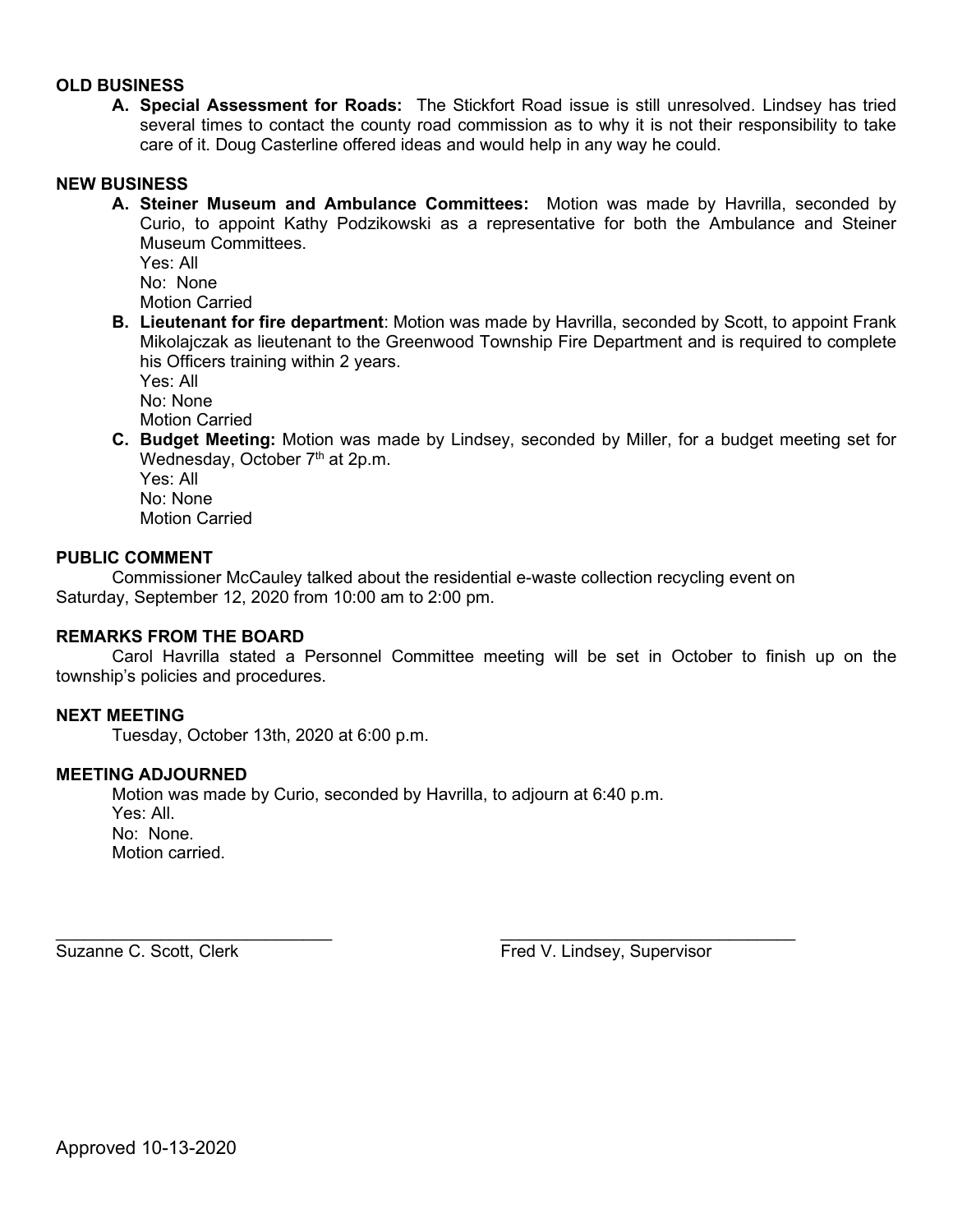**OLD BUSINESS**

**A. Special Assessment for Roads:** The Stickfort Road issue is still unresolved. Lindsey has tried several times to contact the county road commission as to why it is not their responsibility to take care of it. Doug Casterline offered ideas and would help in any way he could.

**NEW BUSINESS**

**A. Steiner Museum and Ambulance Committees:** Motion was made by Havrilla, seconded by Curio, to appoint Kathy Podzikowski as a representative for both the Ambulance and Steiner Museum Committees.
Yes: All
No: None
Motion Carried

**B. Lieutenant for fire department**: Motion was made by Havrilla, seconded by Scott, to appoint Frank Mikolajczak as lieutenant to the Greenwood Township Fire Department and is required to complete his Officers training within 2 years.
Yes: All
No: None
Motion Carried

**C. Budget Meeting:** Motion was made by Lindsey, seconded by Miller, for a budget meeting set for Wednesday, October 7th at 2p.m.
Yes: All
No: None
Motion Carried

**PUBLIC COMMENT**

Commissioner McCauley talked about the residential e-waste collection recycling event on Saturday, September 12, 2020 from 10:00 am to 2:00 pm.

**REMARKS FROM THE BOARD**

Carol Havrilla stated a Personnel Committee meeting will be set in October to finish up on the township's policies and procedures.

**NEXT MEETING**

Tuesday, October 13th, 2020 at 6:00 p.m.

**MEETING ADJOURNED**

Motion was made by Curio, seconded by Havrilla, to adjourn at 6:40 p.m.
Yes: All.
No: None.
Motion carried.

\_\_\_\_\_\_\_\_\_\_\_\_\_\_\_\_\_\_\_\_\_\_\_\_\_\_\_\_\_\_
Suzanne C. Scott, Clerk

\_\_\_\_\_\_\_\_\_\_\_\_\_\_\_\_\_\_\_\_\_\_\_\_\_\_\_\_\_\_
Fred V. Lindsey, Supervisor

Approved 10-13-2020